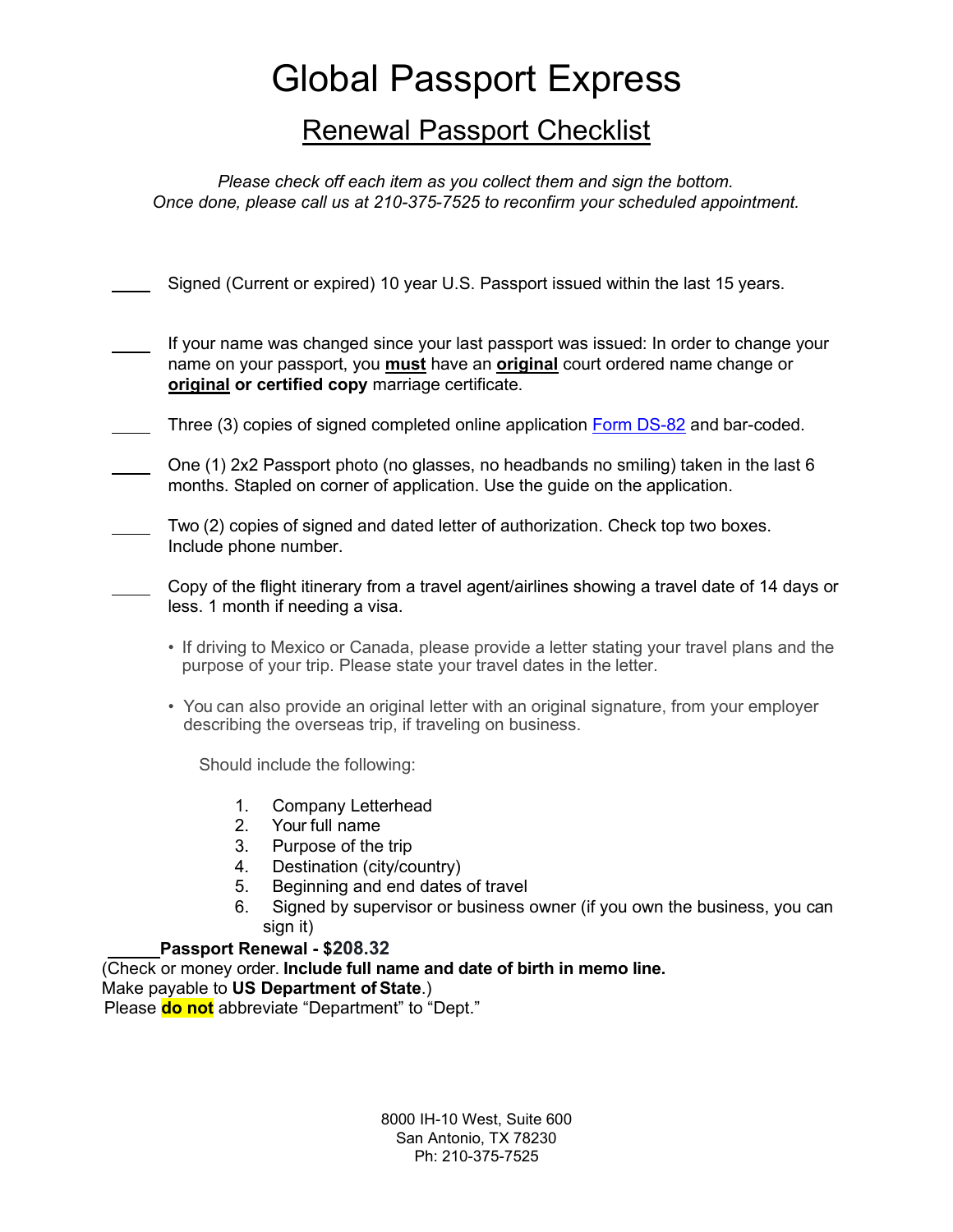# Global Passport Express

## Renewal Passport Checklist

*Please check off each item as you collect them and sign the bottom.*
*Once done, please call us at 210-375-7525 to reconfirm your scheduled appointment.*

____ Signed (Current or expired) 10 year U.S. Passport issued within the last 15 years.

____ If your name was changed since your last passport was issued: In order to change your name on your passport, you **must** have an **original** court ordered name change or **original or certified copy** marriage certificate.

____ Three (3) copies of signed completed online application Form DS-82 and bar-coded.

____ One (1) 2x2 Passport photo (no glasses, no headbands no smiling) taken in the last 6 months. Stapled on corner of application. Use the guide on the application.

____ Two (2) copies of signed and dated letter of authorization. Check top two boxes. Include phone number.

____ Copy of the flight itinerary from a travel agent/airlines showing a travel date of 14 days or less. 1 month if needing a visa.

- If driving to Mexico or Canada, please provide a letter stating your travel plans and the purpose of your trip. Please state your travel dates in the letter.
- You can also provide an original letter with an original signature, from your employer describing the overseas trip, if traveling on business.

Should include the following:

1. Company Letterhead
2. Your full name
3. Purpose of the trip
4. Destination (city/country)
5. Beginning and end dates of travel
6. Signed by supervisor or business owner (if you own the business, you can sign it)

______**Passport Renewal - $208.32**
(Check or money order. **Include full name and date of birth in memo line.**
Make payable to **US Department of State**.)
Please **do not** abbreviate "Department" to "Dept."

8000 IH-10 West, Suite 600
San Antonio, TX 78230
Ph: 210-375-7525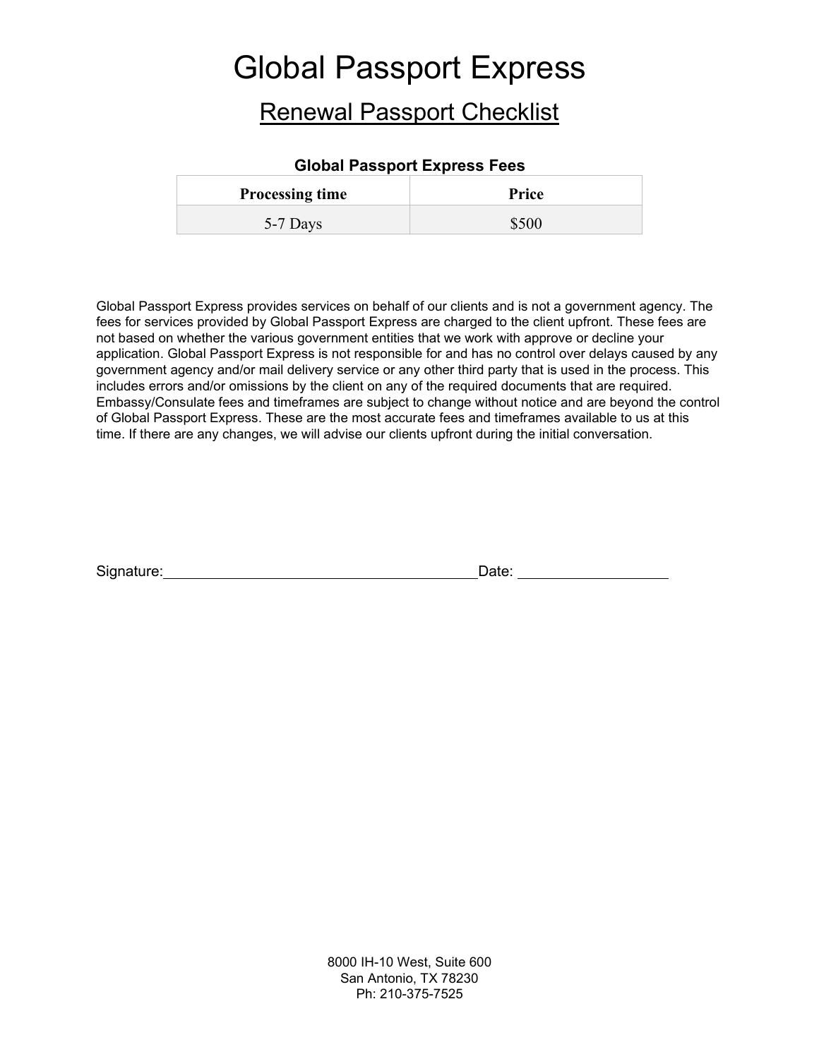# Global Passport Express

## Renewal Passport Checklist

**Global Passport Express Fees**

| Processing time | Price |
|---|---|
| 5-7 Days | $500 |

Global Passport Express provides services on behalf of our clients and is not a government agency. The fees for services provided by Global Passport Express are charged to the client upfront. These fees are not based on whether the various government entities that we work with approve or decline your application. Global Passport Express is not responsible for and has no control over delays caused by any government agency and/or mail delivery service or any other third party that is used in the process. This includes errors and/or omissions by the client on any of the required documents that are required. Embassy/Consulate fees and timeframes are subject to change without notice and are beyond the control of Global Passport Express. These are the most accurate fees and timeframes available to us at this time. If there are any changes, we will advise our clients upfront during the initial conversation.

Signature:________________________________________ Date: ____________________

8000 IH-10 West, Suite 600
San Antonio, TX 78230
Ph: 210-375-7525